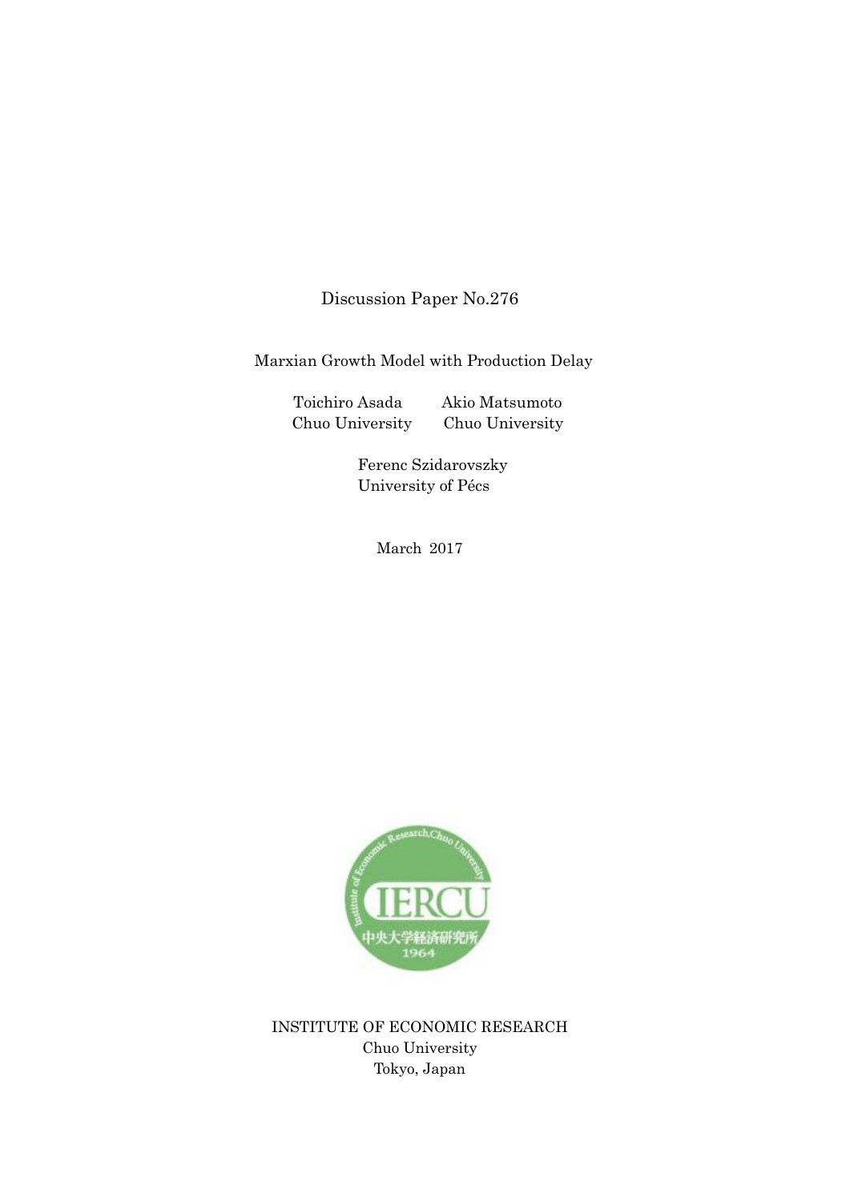Discussion Paper No.276

# Marxian Growth Model with Production Delay

Toichiro Asada
Chuo University

Akio Matsumoto
Chuo University

Ferenc Szidarovszky
University of Pécs

March 2017

INSTITUTE OF ECONOMIC RESEARCH
Chuo University
Tokyo, Japan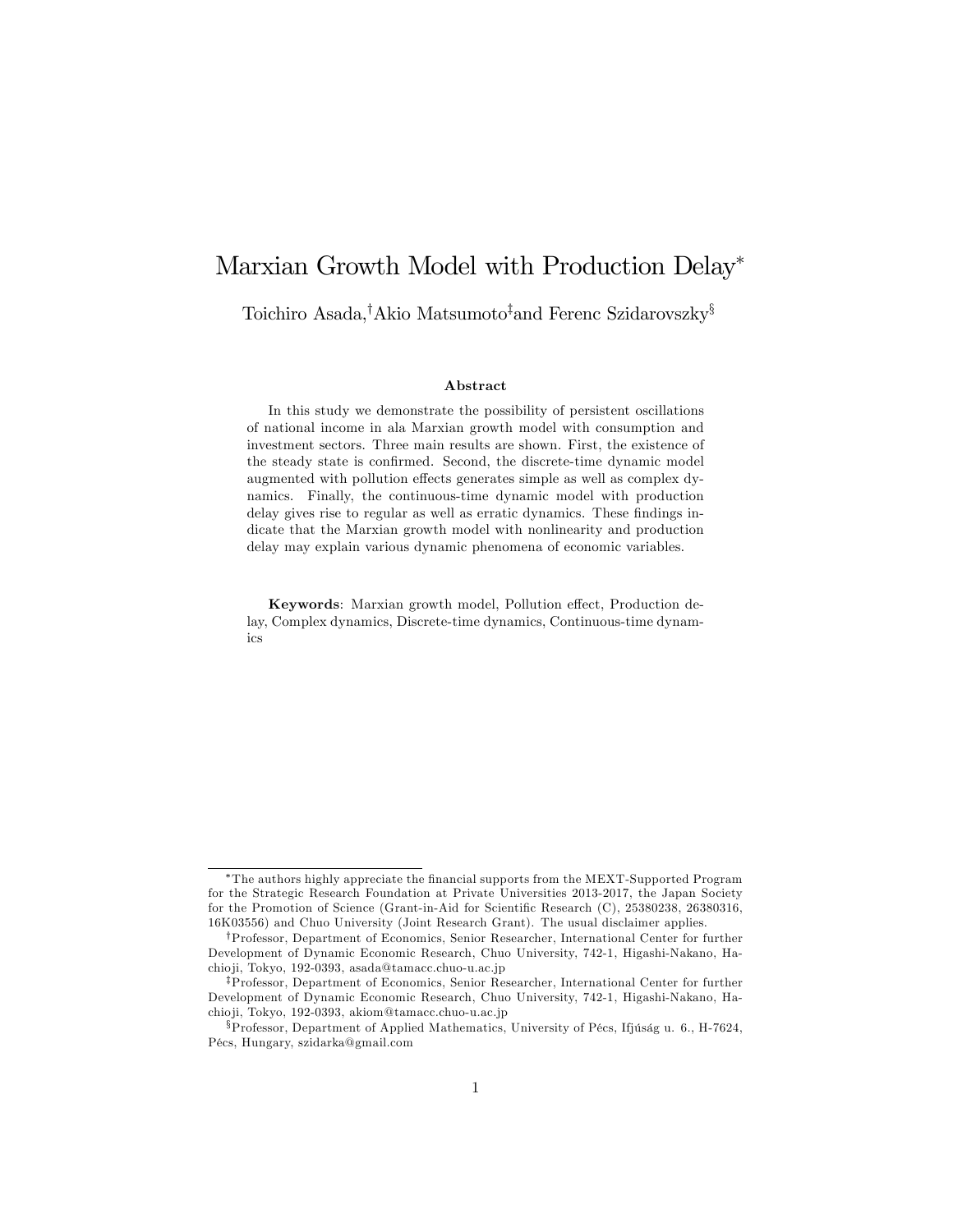# Marxian Growth Model with Production Delay*

Toichiro Asada,[†] Akio Matsumoto[‡] and Ferenc Szidarovszky[§]

### Abstract

In this study we demonstrate the possibility of persistent oscillations of national income in ala Marxian growth model with consumption and investment sectors. Three main results are shown. First, the existence of the steady state is confirmed. Second, the discrete-time dynamic model augmented with pollution effects generates simple as well as complex dynamics. Finally, the continuous-time dynamic model with production delay gives rise to regular as well as erratic dynamics. These findings indicate that the Marxian growth model with nonlinearity and production delay may explain various dynamic phenomena of economic variables.

**Keywords**: Marxian growth model, Pollution effect, Production delay, Complex dynamics, Discrete-time dynamics, Continuous-time dynamics

---

*The authors highly appreciate the financial supports from the MEXT-Supported Program for the Strategic Research Foundation at Private Universities 2013-2017, the Japan Society for the Promotion of Science (Grant-in-Aid for Scientific Research (C), 25380238, 26380316, 16K03556) and Chuo University (Joint Research Grant). The usual disclaimer applies.

†Professor, Department of Economics, Senior Researcher, International Center for further Development of Dynamic Economic Research, Chuo University, 742-1, Higashi-Nakano, Hachioji, Tokyo, 192-0393, asada@tamacc.chuo-u.ac.jp

‡Professor, Department of Economics, Senior Researcher, International Center for further Development of Dynamic Economic Research, Chuo University, 742-1, Higashi-Nakano, Hachioji, Tokyo, 192-0393, akiom@tamacc.chuo-u.ac.jp

§Professor, Department of Applied Mathematics, University of Pécs, Ifjúság u. 6., H-7624, Pécs, Hungary, szidarka@gmail.com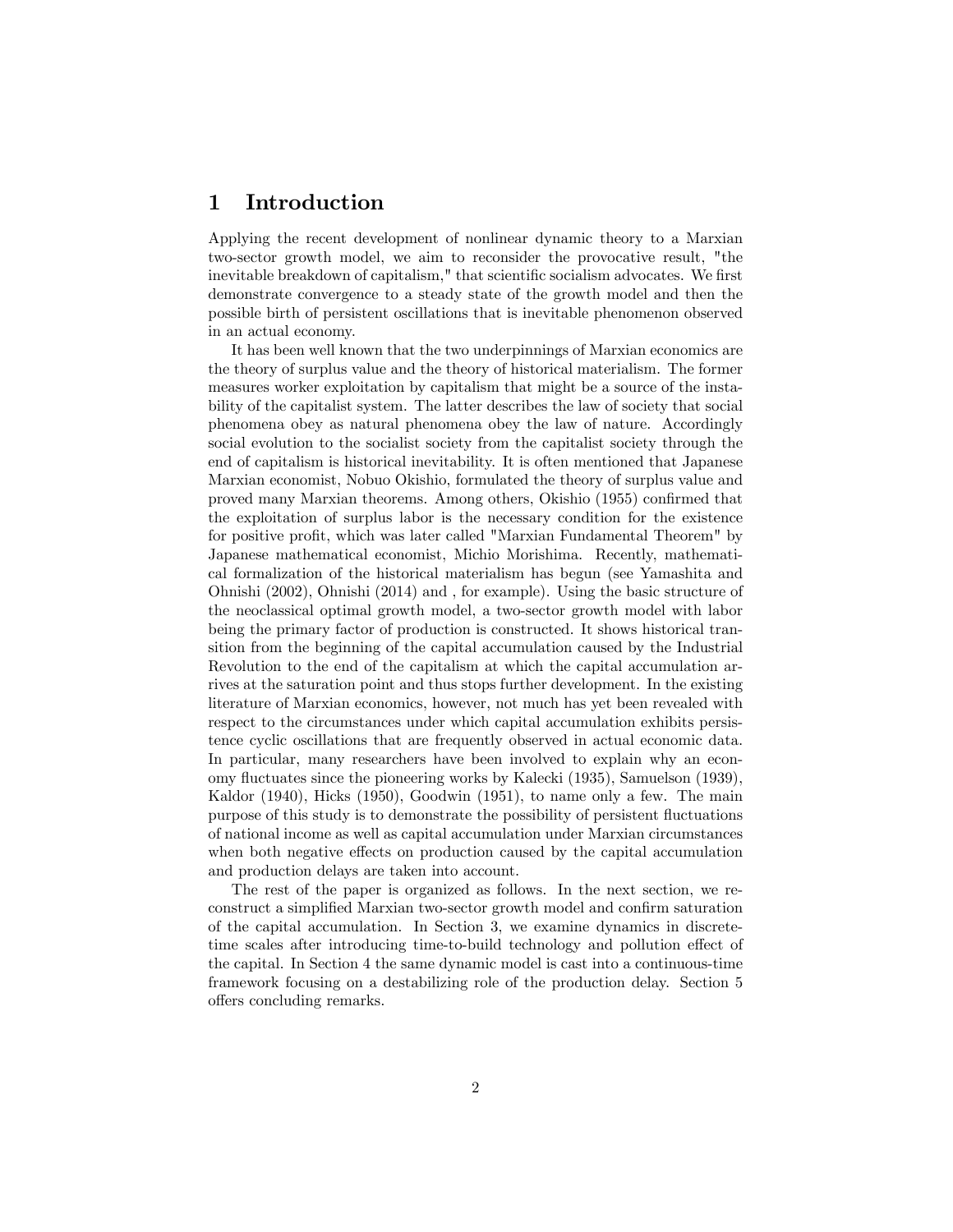# 1 Introduction

Applying the recent development of nonlinear dynamic theory to a Marxian two-sector growth model, we aim to reconsider the provocative result, "the inevitable breakdown of capitalism," that scientific socialism advocates. We first demonstrate convergence to a steady state of the growth model and then the possible birth of persistent oscillations that is inevitable phenomenon observed in an actual economy.

It has been well known that the two underpinnings of Marxian economics are the theory of surplus value and the theory of historical materialism. The former measures worker exploitation by capitalism that might be a source of the instability of the capitalist system. The latter describes the law of society that social phenomena obey as natural phenomena obey the law of nature. Accordingly social evolution to the socialist society from the capitalist society through the end of capitalism is historical inevitability. It is often mentioned that Japanese Marxian economist, Nobuo Okishio, formulated the theory of surplus value and proved many Marxian theorems. Among others, Okishio (1955) confirmed that the exploitation of surplus labor is the necessary condition for the existence for positive profit, which was later called "Marxian Fundamental Theorem" by Japanese mathematical economist, Michio Morishima. Recently, mathematical formalization of the historical materialism has begun (see Yamashita and Ohnishi (2002), Ohnishi (2014) and , for example). Using the basic structure of the neoclassical optimal growth model, a two-sector growth model with labor being the primary factor of production is constructed. It shows historical transition from the beginning of the capital accumulation caused by the Industrial Revolution to the end of the capitalism at which the capital accumulation arrives at the saturation point and thus stops further development. In the existing literature of Marxian economics, however, not much has yet been revealed with respect to the circumstances under which capital accumulation exhibits persistence cyclic oscillations that are frequently observed in actual economic data. In particular, many researchers have been involved to explain why an economy fluctuates since the pioneering works by Kalecki (1935), Samuelson (1939), Kaldor (1940), Hicks (1950), Goodwin (1951), to name only a few. The main purpose of this study is to demonstrate the possibility of persistent fluctuations of national income as well as capital accumulation under Marxian circumstances when both negative effects on production caused by the capital accumulation and production delays are taken into account.

The rest of the paper is organized as follows. In the next section, we reconstruct a simplified Marxian two-sector growth model and confirm saturation of the capital accumulation. In Section 3, we examine dynamics in discrete-time scales after introducing time-to-build technology and pollution effect of the capital. In Section 4 the same dynamic model is cast into a continuous-time framework focusing on a destabilizing role of the production delay. Section 5 offers concluding remarks.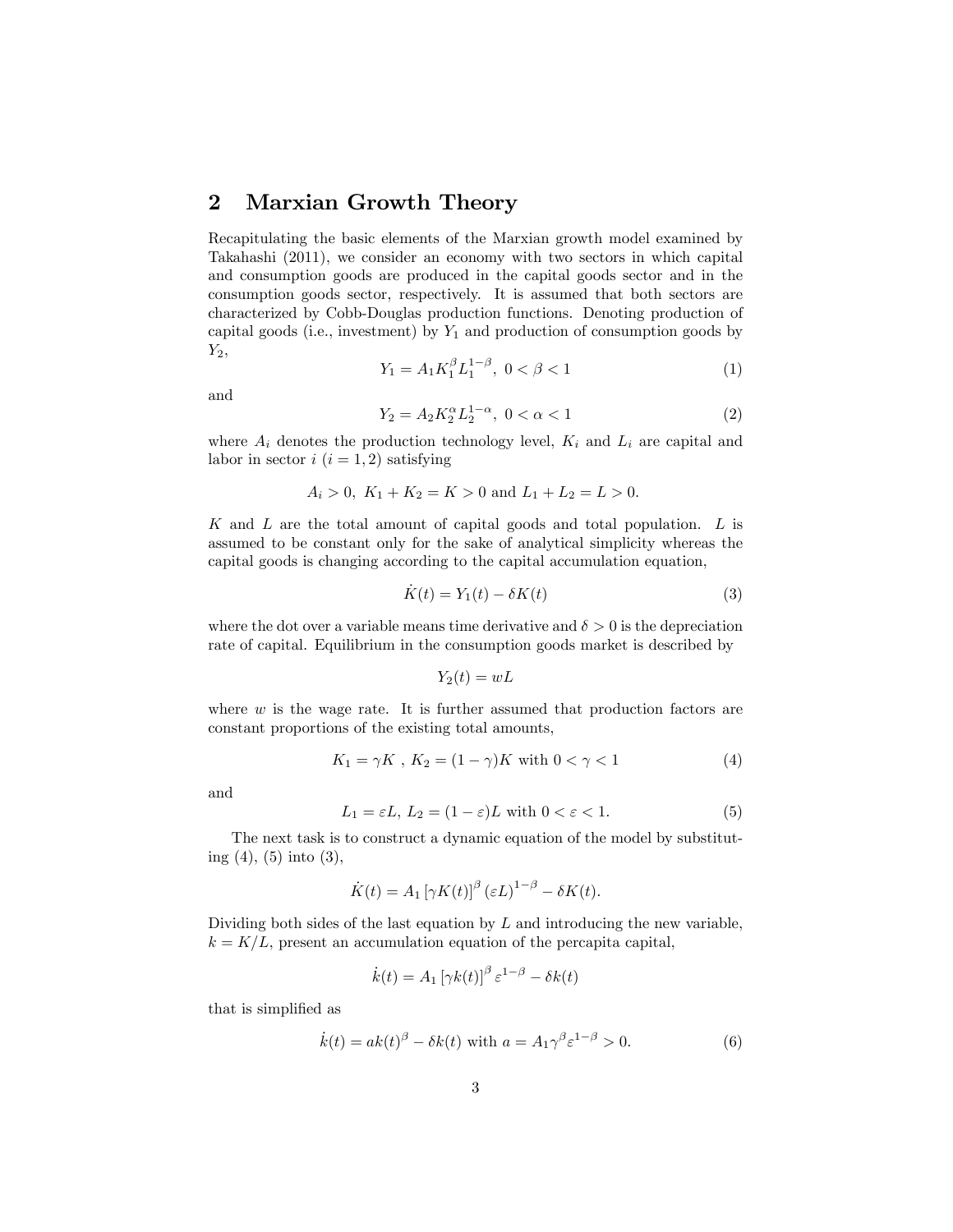## 2 Marxian Growth Theory

Recapitulating the basic elements of the Marxian growth model examined by Takahashi (2011), we consider an economy with two sectors in which capital and consumption goods are produced in the capital goods sector and in the consumption goods sector, respectively. It is assumed that both sectors are characterized by Cobb-Douglas production functions. Denoting production of capital goods (i.e., investment) by $Y_1$ and production of consumption goods by $Y_2$,

$$Y_1 = A_1 K_1^{\beta} L_1^{1-\beta},\ 0 < \beta < 1 \tag{1}$$

and

$$Y_2 = A_2 K_2^{\alpha} L_2^{1-\alpha},\ 0 < \alpha < 1 \tag{2}$$

where $A_i$ denotes the production technology level, $K_i$ and $L_i$ are capital and labor in sector $i$ $(i = 1, 2)$ satisfying

$$A_i > 0,\ K_1 + K_2 = K > 0 \text{ and } L_1 + L_2 = L > 0.$$

$K$ and $L$ are the total amount of capital goods and total population. $L$ is assumed to be constant only for the sake of analytical simplicity whereas the capital goods is changing according to the capital accumulation equation,

$$\dot{K}(t) = Y_1(t) - \delta K(t) \tag{3}$$

where the dot over a variable means time derivative and $\delta > 0$ is the depreciation rate of capital. Equilibrium in the consumption goods market is described by

$$Y_2(t) = wL$$

where $w$ is the wage rate. It is further assumed that production factors are constant proportions of the existing total amounts,

$$K_1 = \gamma K\ ,\ K_2 = (1-\gamma)K \text{ with } 0 < \gamma < 1 \tag{4}$$

and

$$L_1 = \varepsilon L,\ L_2 = (1-\varepsilon)L \text{ with } 0 < \varepsilon < 1. \tag{5}$$

The next task is to construct a dynamic equation of the model by substituting (4), (5) into (3),

$$\dot{K}(t) = A_1 \left[\gamma K(t)\right]^{\beta} (\varepsilon L)^{1-\beta} - \delta K(t).$$

Dividing both sides of the last equation by $L$ and introducing the new variable, $k = K/L$, present an accumulation equation of the percapita capital,

$$\dot{k}(t) = A_1 \left[\gamma k(t)\right]^{\beta} \varepsilon^{1-\beta} - \delta k(t)$$

that is simplified as

$$\dot{k}(t) = ak(t)^{\beta} - \delta k(t) \text{ with } a = A_1 \gamma^{\beta} \varepsilon^{1-\beta} > 0. \tag{6}$$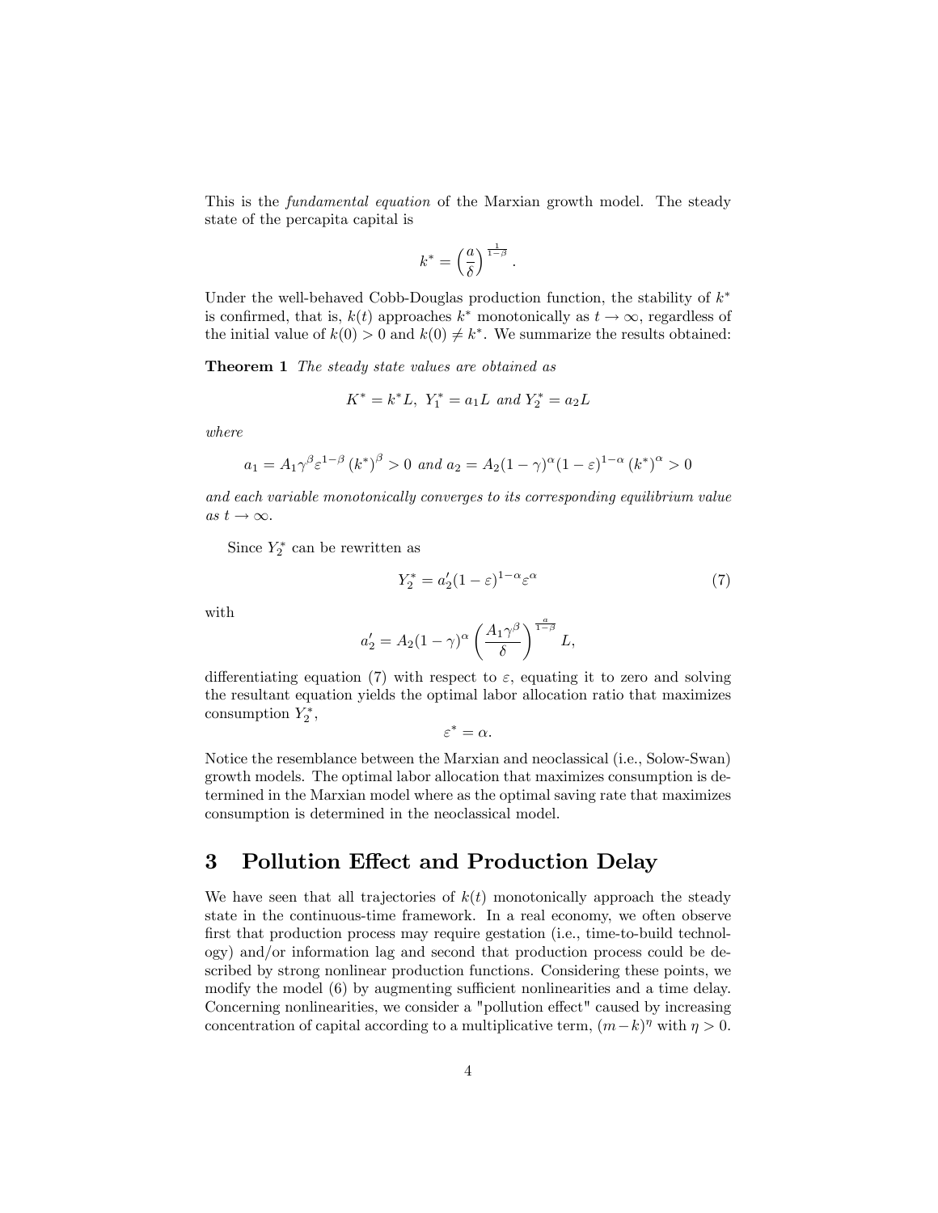This is the *fundamental equation* of the Marxian growth model. The steady state of the percapita capital is

$$k^* = \left(\frac{a}{\delta}\right)^{\frac{1}{1-\beta}}.$$

Under the well-behaved Cobb-Douglas production function, the stability of $k^*$ is confirmed, that is, $k(t)$ approaches $k^*$ monotonically as $t \to \infty$, regardless of the initial value of $k(0) > 0$ and $k(0) \neq k^*$. We summarize the results obtained:

**Theorem 1** *The steady state values are obtained as*

$$K^* = k^* L, \; Y_1^* = a_1 L \text{ and } Y_2^* = a_2 L$$

*where*

$$a_1 = A_1 \gamma^\beta \varepsilon^{1-\beta} (k^*)^\beta > 0 \text{ and } a_2 = A_2 (1-\gamma)^\alpha (1-\varepsilon)^{1-\alpha} (k^*)^\alpha > 0$$

*and each variable monotonically converges to its corresponding equilibrium value as $t \to \infty$.*

Since $Y_2^*$ can be rewritten as

$$Y_2^* = a_2' (1-\varepsilon)^{1-\alpha} \varepsilon^\alpha \tag{7}$$

with

$$a_2' = A_2 (1-\gamma)^\alpha \left(\frac{A_1 \gamma^\beta}{\delta}\right)^{\frac{a}{1-\beta}} L,$$

differentiating equation (7) with respect to $\varepsilon$, equating it to zero and solving the resultant equation yields the optimal labor allocation ratio that maximizes consumption $Y_2^*$,

$$\varepsilon^* = \alpha.$$

Notice the resemblance between the Marxian and neoclassical (i.e., Solow-Swan) growth models. The optimal labor allocation that maximizes consumption is determined in the Marxian model where as the optimal saving rate that maximizes consumption is determined in the neoclassical model.

## 3 Pollution Effect and Production Delay

We have seen that all trajectories of $k(t)$ monotonically approach the steady state in the continuous-time framework. In a real economy, we often observe first that production process may require gestation (i.e., time-to-build technology) and/or information lag and second that production process could be described by strong nonlinear production functions. Considering these points, we modify the model (6) by augmenting sufficient nonlinearities and a time delay. Concerning nonlinearities, we consider a "pollution effect" caused by increasing concentration of capital according to a multiplicative term, $(m-k)^\eta$ with $\eta > 0$.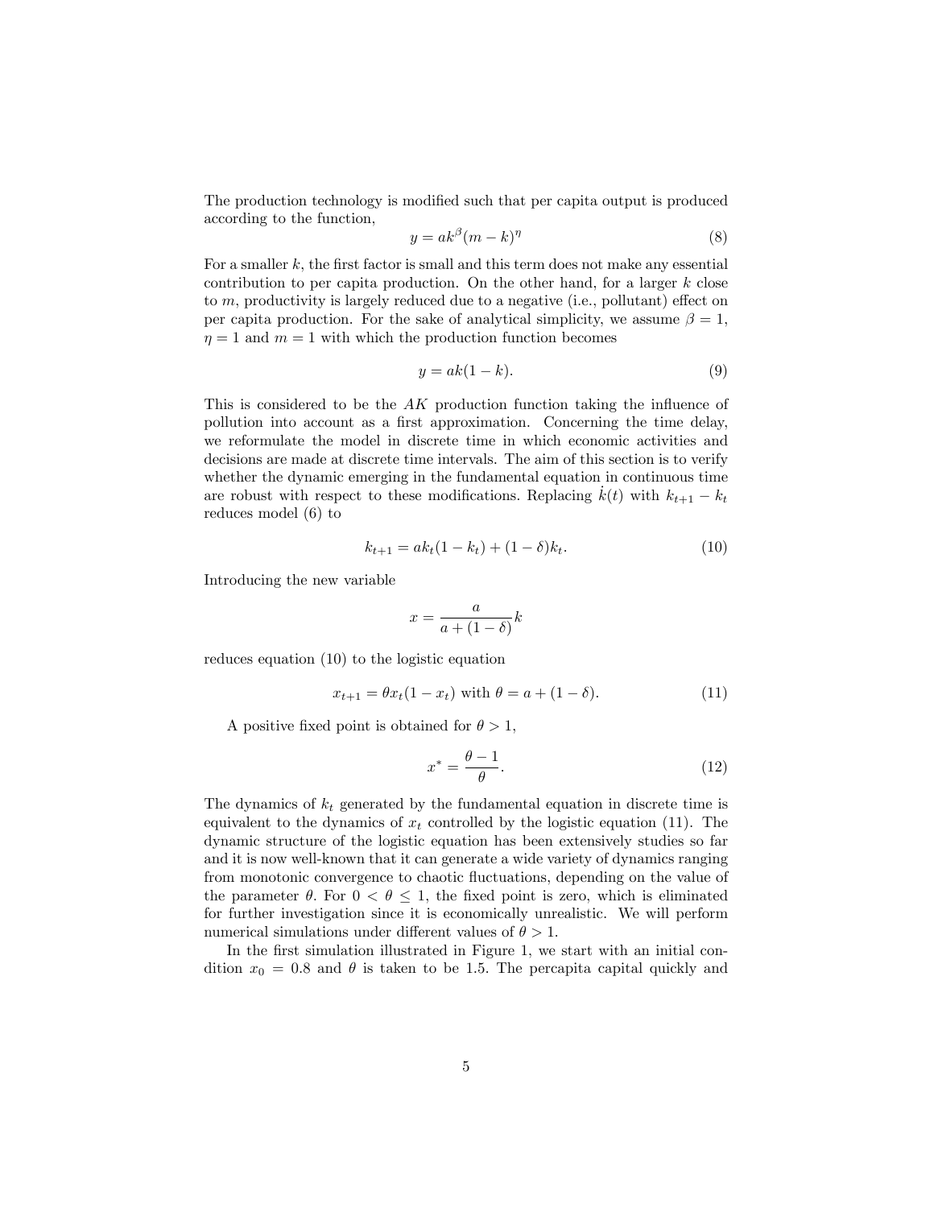The production technology is modified such that per capita output is produced according to the function,

$$y = ak^{\beta}(m - k)^{\eta} \tag{8}$$

For a smaller $k$, the first factor is small and this term does not make any essential contribution to per capita production. On the other hand, for a larger $k$ close to $m$, productivity is largely reduced due to a negative (i.e., pollutant) effect on per capita production. For the sake of analytical simplicity, we assume $\beta = 1$, $\eta = 1$ and $m = 1$ with which the production function becomes

$$y = ak(1 - k). \tag{9}$$

This is considered to be the $AK$ production function taking the influence of pollution into account as a first approximation. Concerning the time delay, we reformulate the model in discrete time in which economic activities and decisions are made at discrete time intervals. The aim of this section is to verify whether the dynamic emerging in the fundamental equation in continuous time are robust with respect to these modifications. Replacing $\dot{k}(t)$ with $k_{t+1} - k_t$ reduces model (6) to

$$k_{t+1} = ak_t(1 - k_t) + (1 - \delta)k_t. \tag{10}$$

Introducing the new variable

$$x = \frac{a}{a + (1 - \delta)}k$$

reduces equation (10) to the logistic equation

$$x_{t+1} = \theta x_t(1 - x_t) \text{ with } \theta = a + (1 - \delta). \tag{11}$$

A positive fixed point is obtained for $\theta > 1$,

$$x^* = \frac{\theta - 1}{\theta}. \tag{12}$$

The dynamics of $k_t$ generated by the fundamental equation in discrete time is equivalent to the dynamics of $x_t$ controlled by the logistic equation (11). The dynamic structure of the logistic equation has been extensively studies so far and it is now well-known that it can generate a wide variety of dynamics ranging from monotonic convergence to chaotic fluctuations, depending on the value of the parameter $\theta$. For $0 < \theta \leq 1$, the fixed point is zero, which is eliminated for further investigation since it is economically unrealistic. We will perform numerical simulations under different values of $\theta > 1$.

In the first simulation illustrated in Figure 1, we start with an initial condition $x_0 = 0.8$ and $\theta$ is taken to be 1.5. The percapita capital quickly and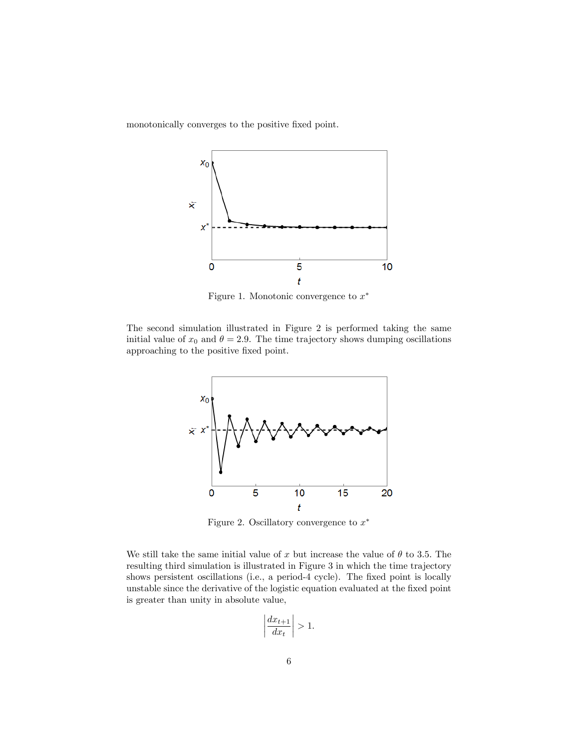monotonically converges to the positive fixed point.

Figure 1. Monotonic convergence to $x^*$

The second simulation illustrated in Figure 2 is performed taking the same initial value of $x_0$ and $\theta = 2.9$. The time trajectory shows dumping oscillations approaching to the positive fixed point.

Figure 2. Oscillatory convergence to $x^*$

We still take the same initial value of $x$ but increase the value of $\theta$ to 3.5. The resulting third simulation is illustrated in Figure 3 in which the time trajectory shows persistent oscillations (i.e., a period-4 cycle). The fixed point is locally unstable since the derivative of the logistic equation evaluated at the fixed point is greater than unity in absolute value,

$$\left| \frac{dx_{t+1}}{dx_t} \right| > 1.$$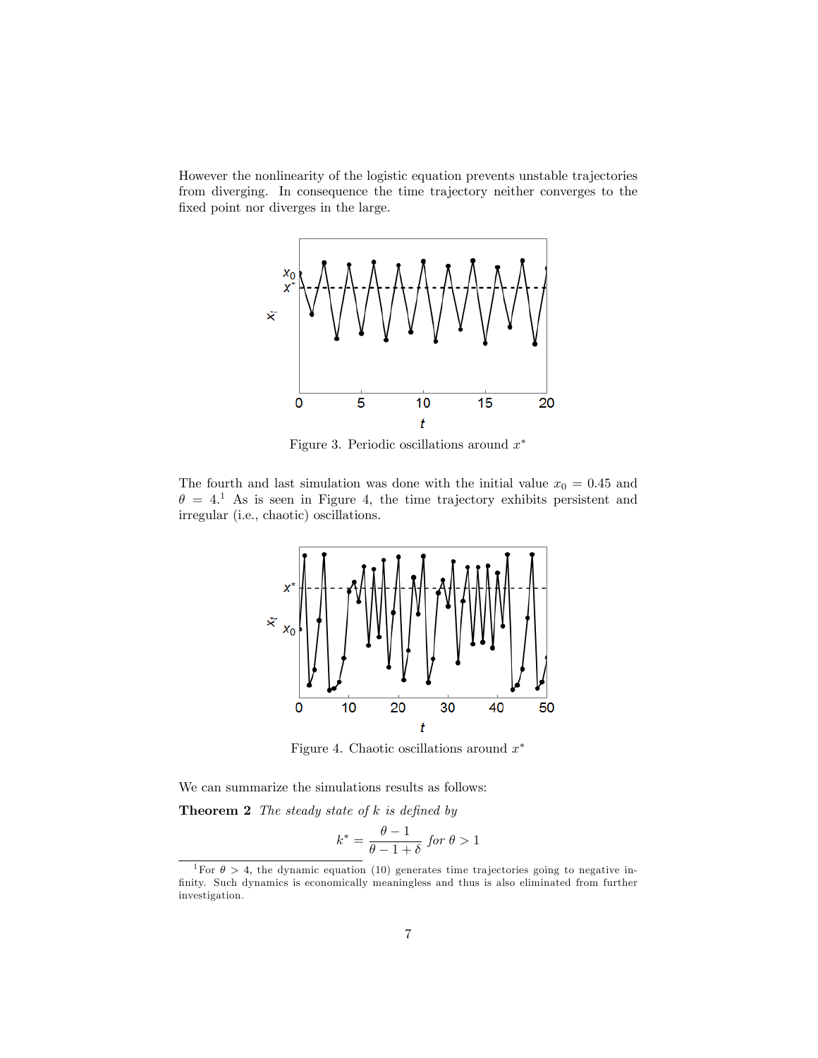However the nonlinearity of the logistic equation prevents unstable trajectories from diverging. In consequence the time trajectory neither converges to the fixed point nor diverges in the large.

Figure 3. Periodic oscillations around $x^*$

The fourth and last simulation was done with the initial value $x_0 = 0.45$ and $\theta = 4$.[1] As is seen in Figure 4, the time trajectory exhibits persistent and irregular (i.e., chaotic) oscillations.

Figure 4. Chaotic oscillations around $x^*$

We can summarize the simulations results as follows:

**Theorem 2** *The steady state of $k$ is defined by*

$$k^* = \frac{\theta - 1}{\theta - 1 + \delta} \textit{ for } \theta > 1$$

[1] For $\theta > 4$, the dynamic equation (10) generates time trajectories going to negative infinity. Such dynamics is economically meaningless and thus is also eliminated from further investigation.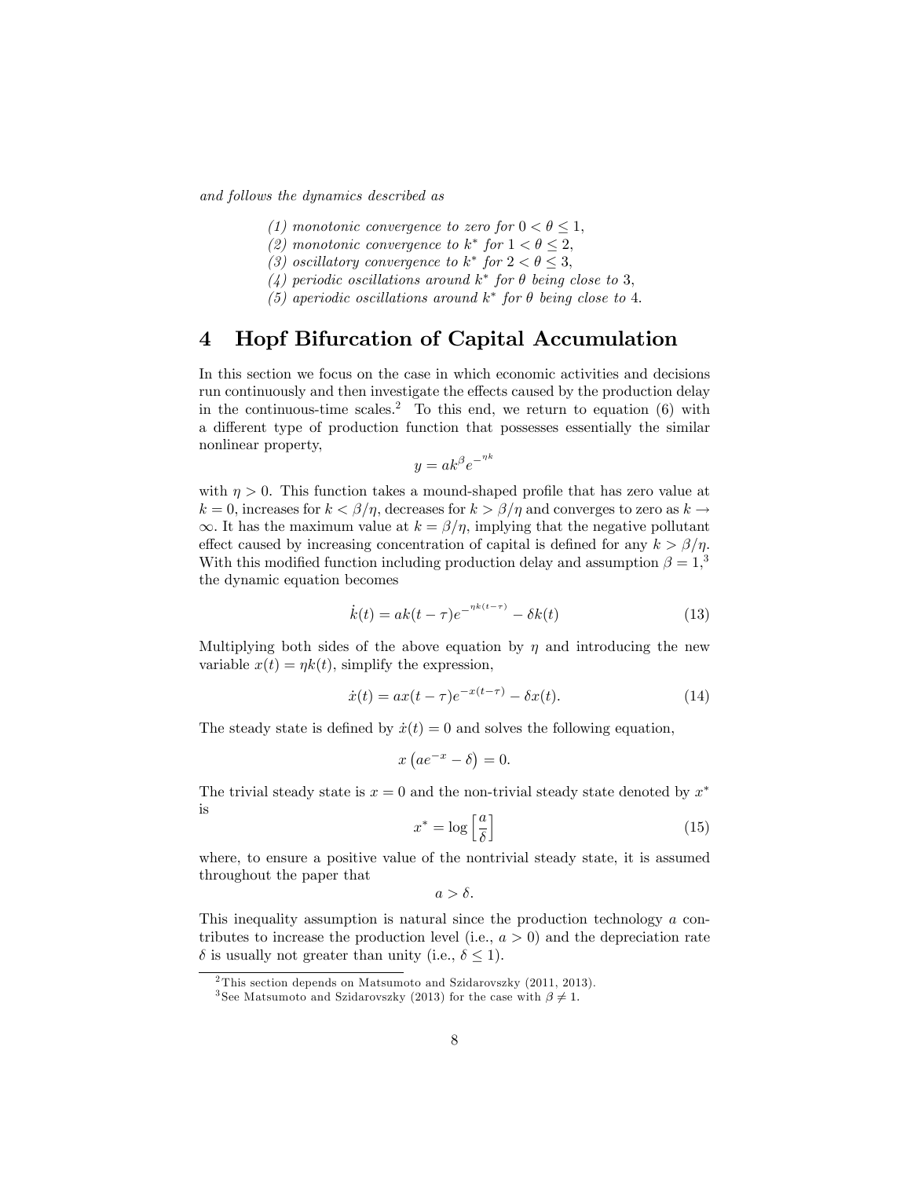*and follows the dynamics described as*

*(1) monotonic convergence to zero for $0 < \theta \leq 1$,*
*(2) monotonic convergence to $k^*$ for $1 < \theta \leq 2$,*
*(3) oscillatory convergence to $k^*$ for $2 < \theta \leq 3$,*
*(4) periodic oscillations around $k^*$ for $\theta$ being close to 3,*
*(5) aperiodic oscillations around $k^*$ for $\theta$ being close to 4.*

## 4 Hopf Bifurcation of Capital Accumulation

In this section we focus on the case in which economic activities and decisions run continuously and then investigate the effects caused by the production delay in the continuous-time scales.[2] To this end, we return to equation (6) with a different type of production function that possesses essentially the similar nonlinear property,

$$y = ak^{\beta}e^{-\eta k}$$

with $\eta > 0$. This function takes a mound-shaped profile that has zero value at $k = 0$, increases for $k < \beta/\eta$, decreases for $k > \beta/\eta$ and converges to zero as $k \to \infty$. It has the maximum value at $k = \beta/\eta$, implying that the negative pollutant effect caused by increasing concentration of capital is defined for any $k > \beta/\eta$. With this modified function including production delay and assumption $\beta = 1$,[3] the dynamic equation becomes

$$\dot{k}(t) = ak(t-\tau)e^{-\eta k(t-\tau)} - \delta k(t) \tag{13}$$

Multiplying both sides of the above equation by $\eta$ and introducing the new variable $x(t) = \eta k(t)$, simplify the expression,

$$\dot{x}(t) = ax(t-\tau)e^{-x(t-\tau)} - \delta x(t). \tag{14}$$

The steady state is defined by $\dot{x}(t) = 0$ and solves the following equation,

$$x\left(ae^{-x} - \delta\right) = 0.$$

The trivial steady state is $x = 0$ and the non-trivial steady state denoted by $x^*$ is

$$x^* = \log\left[\frac{a}{\delta}\right] \tag{15}$$

where, to ensure a positive value of the nontrivial steady state, it is assumed throughout the paper that

$$a > \delta.$$

This inequality assumption is natural since the production technology $a$ contributes to increase the production level (i.e., $a > 0$) and the depreciation rate $\delta$ is usually not greater than unity (i.e., $\delta \leq 1$).

---

[2] This section depends on Matsumoto and Szidarovszky (2011, 2013).

[3] See Matsumoto and Szidarovszky (2013) for the case with $\beta \neq 1$.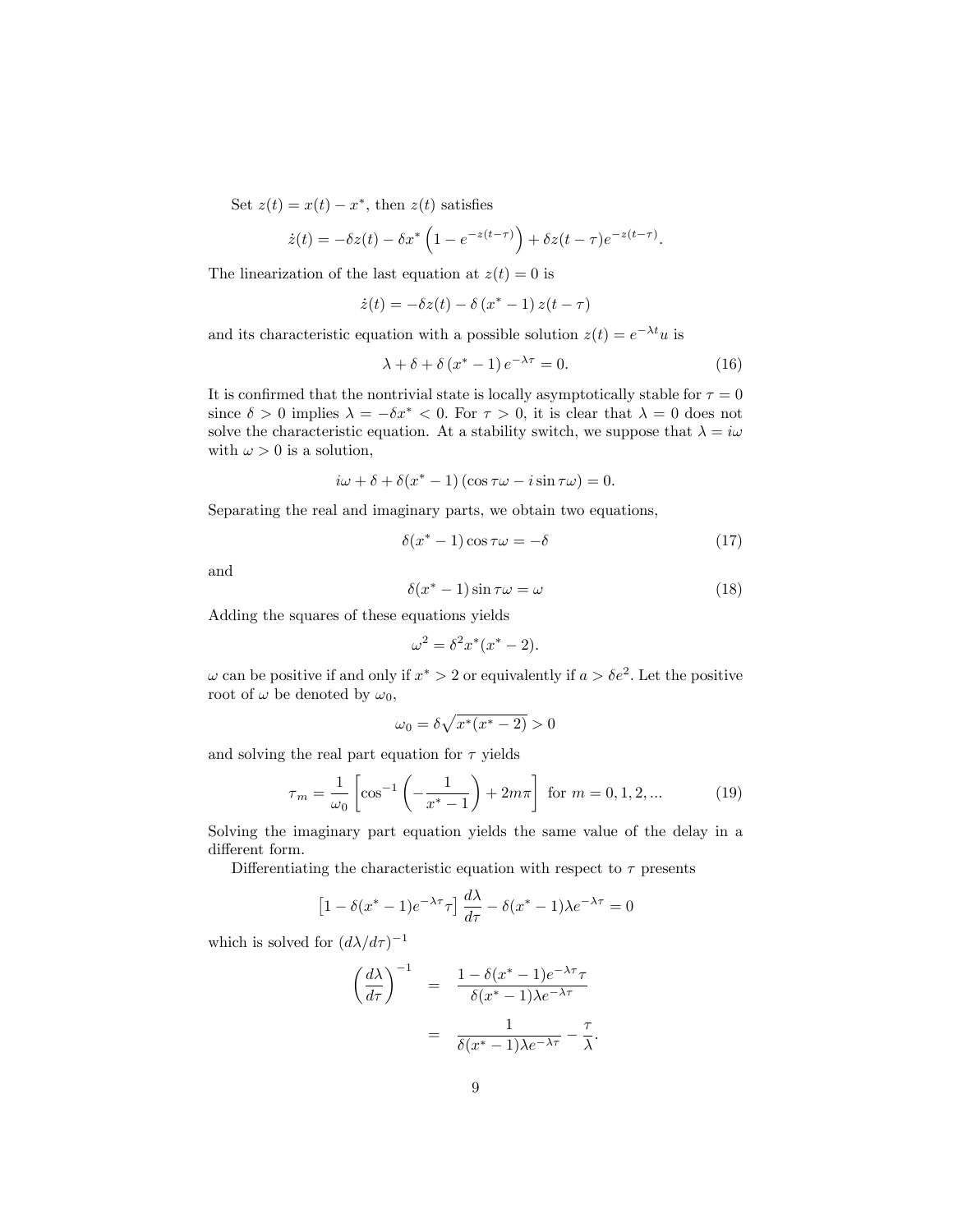Set $z(t) = x(t) - x^*$, then $z(t)$ satisfies

$$\dot{z}(t) = -\delta z(t) - \delta x^* \left(1 - e^{-z(t-\tau)}\right) + \delta z(t-\tau) e^{-z(t-\tau)}.$$

The linearization of the last equation at $z(t) = 0$ is

$$\dot{z}(t) = -\delta z(t) - \delta \left(x^* - 1\right) z(t - \tau)$$

and its characteristic equation with a possible solution $z(t) = e^{-\lambda t} u$ is

$$\lambda + \delta + \delta \left(x^* - 1\right) e^{-\lambda \tau} = 0. \tag{16}$$

It is confirmed that the nontrivial state is locally asymptotically stable for $\tau = 0$ since $\delta > 0$ implies $\lambda = -\delta x^* < 0$. For $\tau > 0$, it is clear that $\lambda = 0$ does not solve the characteristic equation. At a stability switch, we suppose that $\lambda = i\omega$ with $\omega > 0$ is a solution,

$$i\omega + \delta + \delta(x^* - 1)\left(\cos \tau\omega - i \sin \tau\omega\right) = 0.$$

Separating the real and imaginary parts, we obtain two equations,

$$\delta(x^* - 1) \cos \tau\omega = -\delta \tag{17}$$

and

$$\delta(x^* - 1) \sin \tau\omega = \omega \tag{18}$$

Adding the squares of these equations yields

$$\omega^2 = \delta^2 x^*(x^* - 2).$$

$\omega$ can be positive if and only if $x^* > 2$ or equivalently if $a > \delta e^2$. Let the positive root of $\omega$ be denoted by $\omega_0$,

$$\omega_0 = \delta\sqrt{x^*(x^* - 2)} > 0$$

and solving the real part equation for $\tau$ yields

$$\tau_m = \frac{1}{\omega_0}\left[\cos^{-1}\left(-\frac{1}{x^* - 1}\right) + 2m\pi\right] \text{ for } m = 0, 1, 2, ... \tag{19}$$

Solving the imaginary part equation yields the same value of the delay in a different form.

Differentiating the characteristic equation with respect to $\tau$ presents

$$\left[1 - \delta(x^* - 1)e^{-\lambda\tau}\tau\right] \frac{d\lambda}{d\tau} - \delta(x^* - 1)\lambda e^{-\lambda\tau} = 0$$

which is solved for $(d\lambda/d\tau)^{-1}$

$$\begin{aligned}\left(\frac{d\lambda}{d\tau}\right)^{-1} &= \frac{1 - \delta(x^* - 1)e^{-\lambda\tau}\tau}{\delta(x^* - 1)\lambda e^{-\lambda\tau}} \\ &= \frac{1}{\delta(x^* - 1)\lambda e^{-\lambda\tau}} - \frac{\tau}{\lambda}.\end{aligned}$$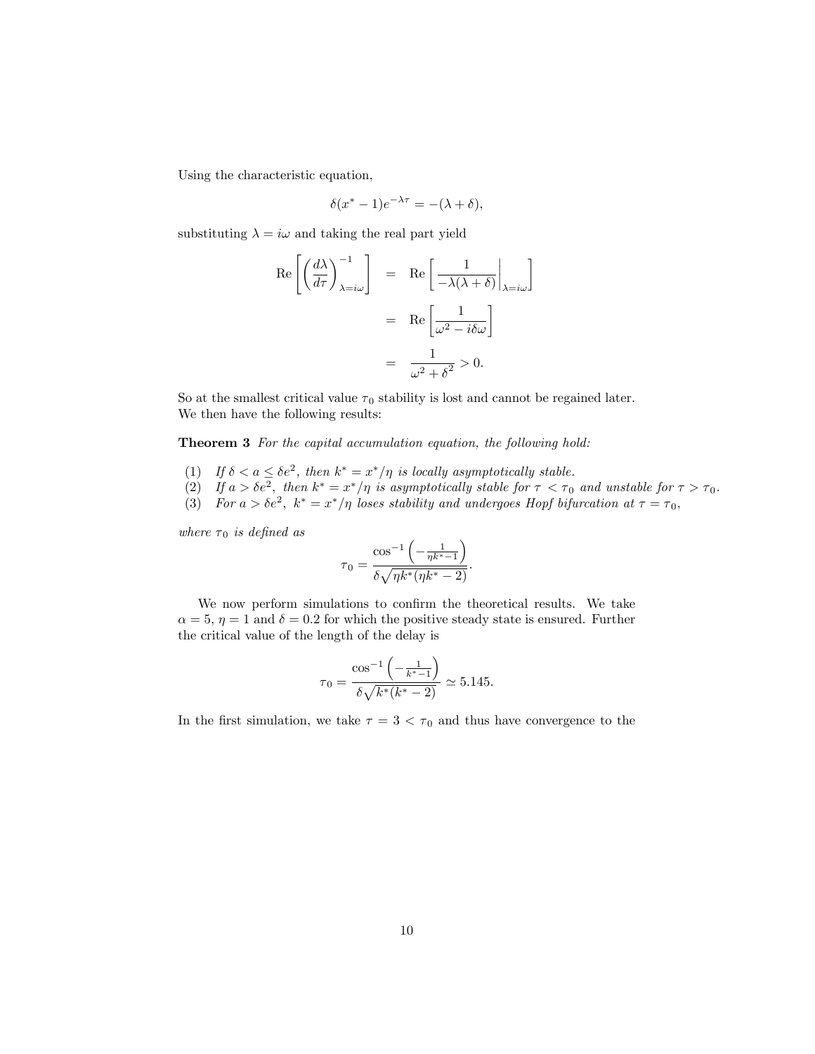Using the characteristic equation,

$$\delta(x^* - 1)e^{-\lambda\tau} = -(\lambda + \delta),$$

substituting $\lambda = i\omega$ and taking the real part yield

$$\begin{aligned}
\text{Re}\left[\left(\frac{d\lambda}{d\tau}\right)^{-1}_{\lambda=i\omega}\right] &= \text{Re}\left[\frac{1}{-\lambda(\lambda+\delta)}\bigg|_{\lambda=i\omega}\right] \\
&= \text{Re}\left[\frac{1}{\omega^2 - i\delta\omega}\right] \\
&= \frac{1}{\omega^2 + \delta^2} > 0.
\end{aligned}$$

So at the smallest critical value $\tau_0$ stability is lost and cannot be regained later. We then have the following results:

**Theorem 3** *For the capital accumulation equation, the following hold:*

(1) *If $\delta < a \leq \delta e^2$, then $k^* = x^*/\eta$ is locally asymptotically stable.*
(2) *If $a > \delta e^2$, then $k^* = x^*/\eta$ is asymptotically stable for $\tau < \tau_0$ and unstable for $\tau > \tau_0$.*
(3) *For $a > \delta e^2$, $k^* = x^*/\eta$ loses stability and undergoes Hopf bifurcation at $\tau = \tau_0$,*

*where $\tau_0$ is defined as*

$$\tau_0 = \frac{\cos^{-1}\left(-\frac{1}{\eta k^* - 1}\right)}{\delta\sqrt{\eta k^*(\eta k^* - 2)}}.$$

We now perform simulations to confirm the theoretical results. We take $\alpha = 5$, $\eta = 1$ and $\delta = 0.2$ for which the positive steady state is ensured. Further the critical value of the length of the delay is

$$\tau_0 = \frac{\cos^{-1}\left(-\frac{1}{k^* - 1}\right)}{\delta\sqrt{k^*(k^* - 2)}} \simeq 5.145.$$

In the first simulation, we take $\tau = 3 < \tau_0$ and thus have convergence to the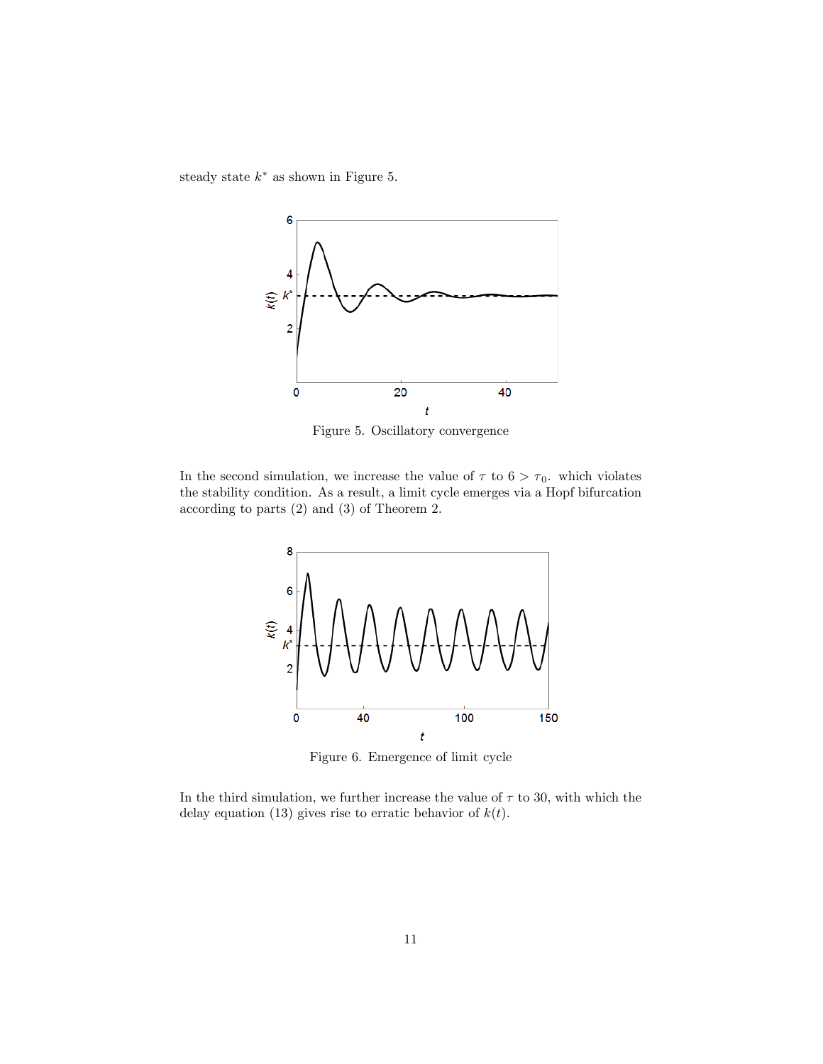steady state $k^*$ as shown in Figure 5.

Figure 5. Oscillatory convergence

In the second simulation, we increase the value of $\tau$ to $6 > \tau_0$. which violates the stability condition. As a result, a limit cycle emerges via a Hopf bifurcation according to parts (2) and (3) of Theorem 2.

Figure 6. Emergence of limit cycle

In the third simulation, we further increase the value of $\tau$ to 30, with which the delay equation (13) gives rise to erratic behavior of $k(t)$.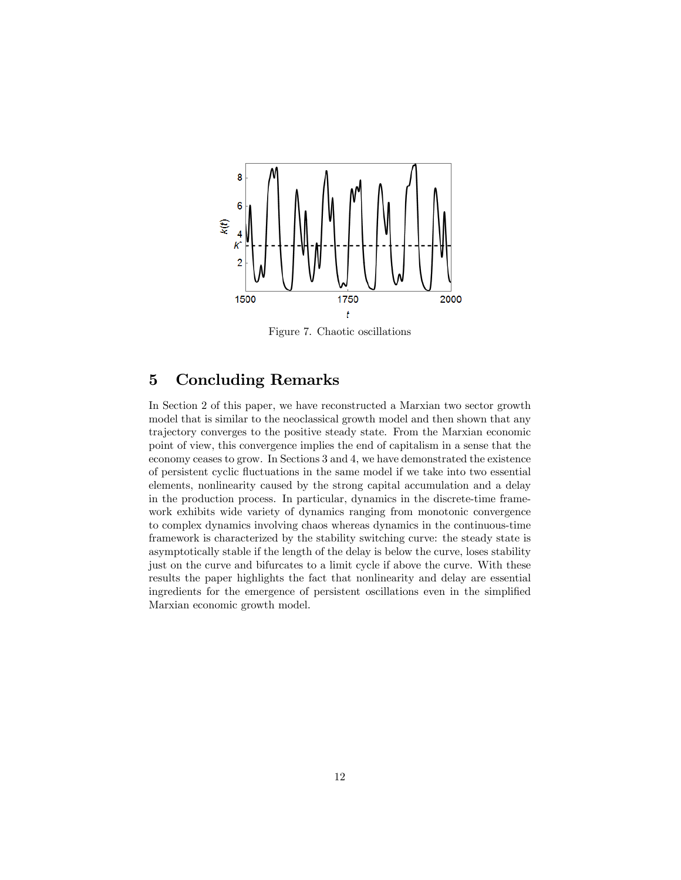Figure 7. Chaotic oscillations

## 5 Concluding Remarks

In Section 2 of this paper, we have reconstructed a Marxian two sector growth model that is similar to the neoclassical growth model and then shown that any trajectory converges to the positive steady state. From the Marxian economic point of view, this convergence implies the end of capitalism in a sense that the economy ceases to grow. In Sections 3 and 4, we have demonstrated the existence of persistent cyclic fluctuations in the same model if we take into two essential elements, nonlinearity caused by the strong capital accumulation and a delay in the production process. In particular, dynamics in the discrete-time framework exhibits wide variety of dynamics ranging from monotonic convergence to complex dynamics involving chaos whereas dynamics in the continuous-time framework is characterized by the stability switching curve: the steady state is asymptotically stable if the length of the delay is below the curve, loses stability just on the curve and bifurcates to a limit cycle if above the curve. With these results the paper highlights the fact that nonlinearity and delay are essential ingredients for the emergence of persistent oscillations even in the simplified Marxian economic growth model.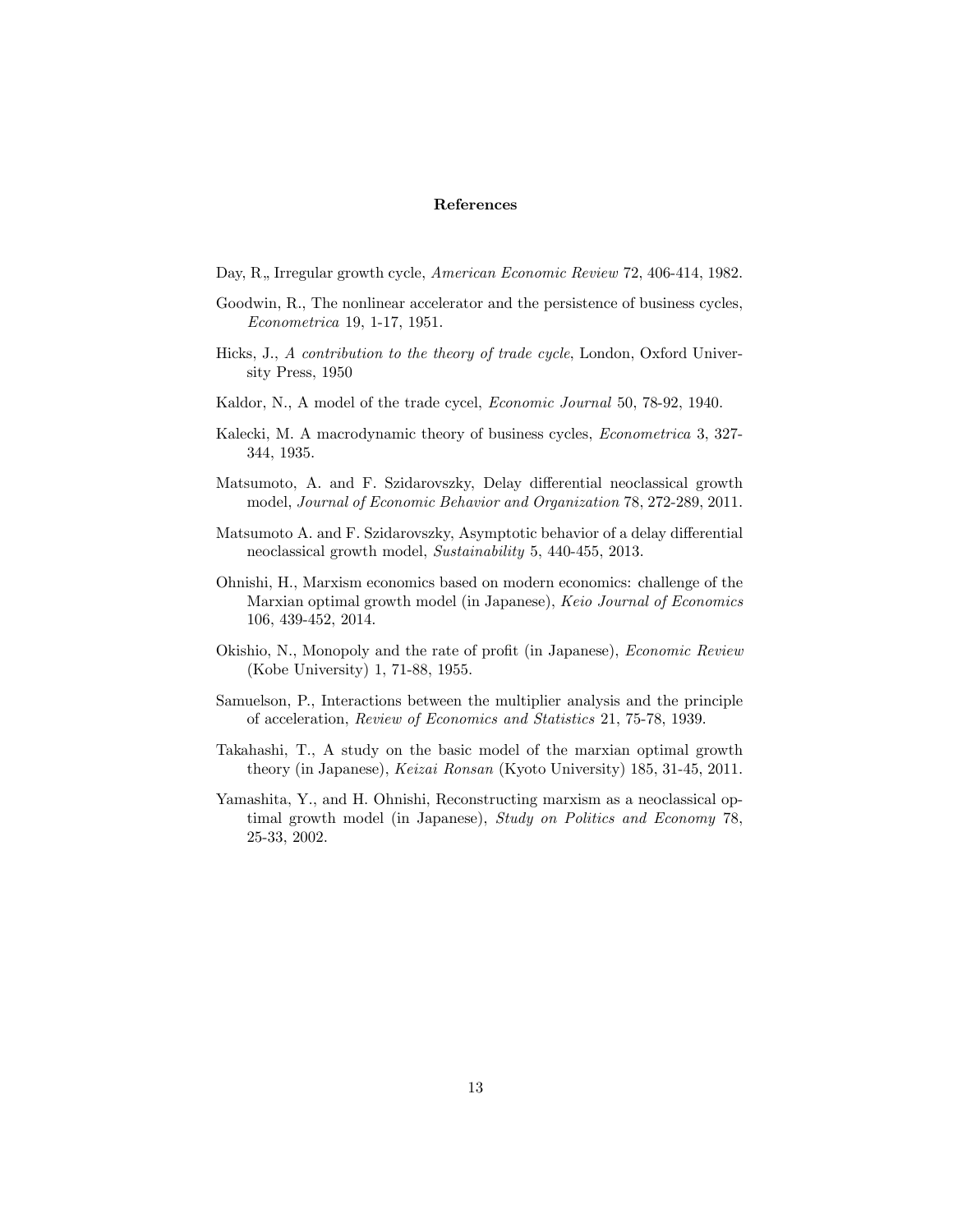## References

Day, R.„ Irregular growth cycle, *American Economic Review* 72, 406-414, 1982.

Goodwin, R., The nonlinear accelerator and the persistence of business cycles, *Econometrica* 19, 1-17, 1951.

Hicks, J., *A contribution to the theory of trade cycle*, London, Oxford University Press, 1950

Kaldor, N., A model of the trade cycel, *Economic Journal* 50, 78-92, 1940.

Kalecki, M. A macrodynamic theory of business cycles, *Econometrica* 3, 327-344, 1935.

Matsumoto, A. and F. Szidarovszky, Delay differential neoclassical growth model, *Journal of Economic Behavior and Organization* 78, 272-289, 2011.

Matsumoto A. and F. Szidarovszky, Asymptotic behavior of a delay differential neoclassical growth model, *Sustainability* 5, 440-455, 2013.

Ohnishi, H., Marxism economics based on modern economics: challenge of the Marxian optimal growth model (in Japanese), *Keio Journal of Economics* 106, 439-452, 2014.

Okishio, N., Monopoly and the rate of profit (in Japanese), *Economic Review* (Kobe University) 1, 71-88, 1955.

Samuelson, P., Interactions between the multiplier analysis and the principle of acceleration, *Review of Economics and Statistics* 21, 75-78, 1939.

Takahashi, T., A study on the basic model of the marxian optimal growth theory (in Japanese), *Keizai Ronsan* (Kyoto University) 185, 31-45, 2011.

Yamashita, Y., and H. Ohnishi, Reconstructing marxism as a neoclassical optimal growth model (in Japanese), *Study on Politics and Economy* 78, 25-33, 2002.